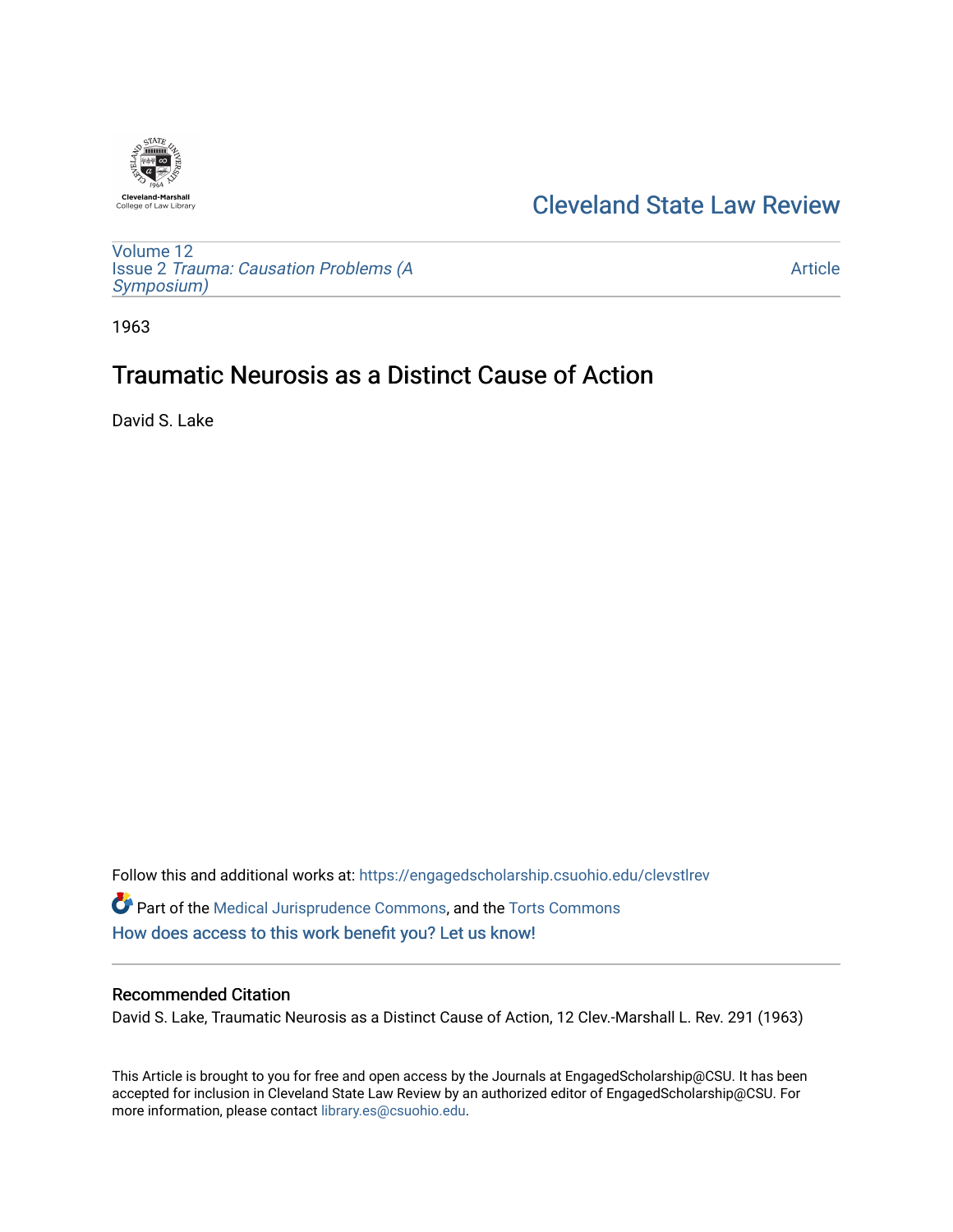Cleveland State Law Review

Volume 12
Issue 2 *Trauma: Causation Problems (A Symposium)*

Article

1963

# Traumatic Neurosis as a Distinct Cause of Action

David S. Lake

Follow this and additional works at: https://engagedscholarship.csuohio.edu/clevstlrev

Part of the Medical Jurisprudence Commons, and the Torts Commons

How does access to this work benefit you? Let us know!

## Recommended Citation

David S. Lake, Traumatic Neurosis as a Distinct Cause of Action, 12 Clev.-Marshall L. Rev. 291 (1963)

This Article is brought to you for free and open access by the Journals at EngagedScholarship@CSU. It has been accepted for inclusion in Cleveland State Law Review by an authorized editor of EngagedScholarship@CSU. For more information, please contact library.es@csuohio.edu.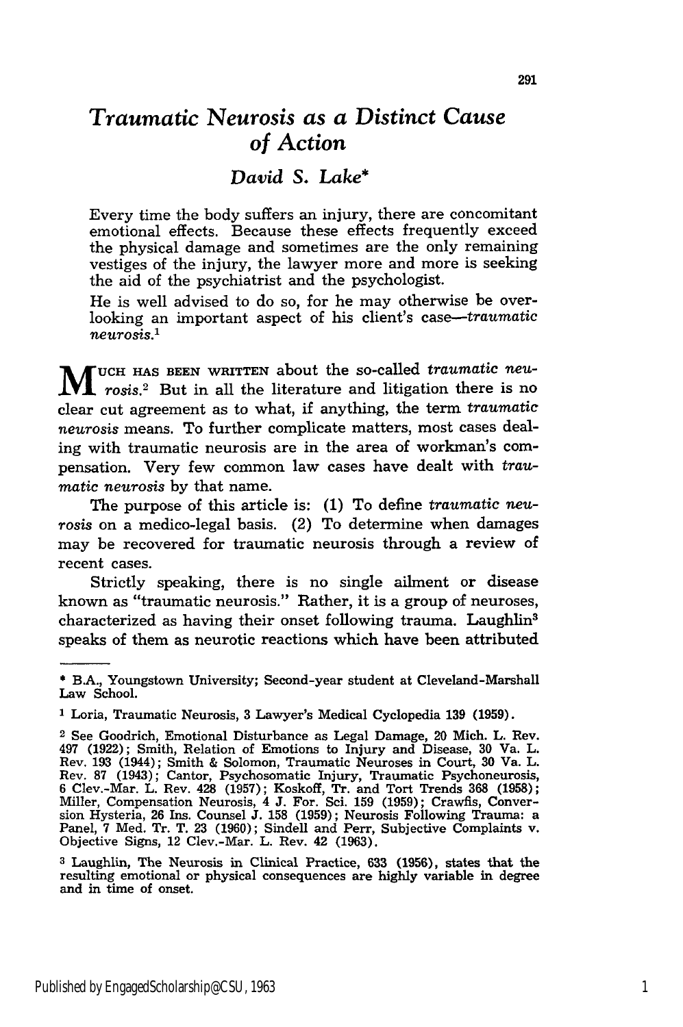# *Traumatic Neurosis as a Distinct Cause of Action*

### *David S. Lake**

Every time the body suffers an injury, there are concomitant emotional effects. Because these effects frequently exceed the physical damage and sometimes are the only remaining vestiges of the injury, the lawyer more and more is seeking the aid of the psychiatrist and the psychologist.

He is well advised to do so, for he may otherwise be overlooking an important aspect of his client's case—*traumatic neurosis.*[1]

MUCH HAS BEEN WRITTEN about the so-called *traumatic neurosis.*[2] But in all the literature and litigation there is no clear cut agreement as to what, if anything, the term *traumatic neurosis* means. To further complicate matters, most cases dealing with traumatic neurosis are in the area of workman's compensation. Very few common law cases have dealt with *traumatic neurosis* by that name.

The purpose of this article is: (1) To define *traumatic neurosis* on a medico-legal basis. (2) To determine when damages may be recovered for traumatic neurosis through a review of recent cases.

Strictly speaking, there is no single ailment or disease known as "traumatic neurosis." Rather, it is a group of neuroses, characterized as having their onset following trauma. Laughlin[3] speaks of them as neurotic reactions which have been attributed

---

\* B.A., Youngstown University; Second-year student at Cleveland-Marshall Law School.

[1] Loria, Traumatic Neurosis, 3 Lawyer's Medical Cyclopedia 139 (1959).

[2] See Goodrich, Emotional Disturbance as Legal Damage, 20 Mich. L. Rev. 497 (1922); Smith, Relation of Emotions to Injury and Disease, 30 Va. L. Rev. 193 (1944); Smith & Solomon, Traumatic Neuroses in Court, 30 Va. L. Rev. 87 (1943); Cantor, Psychosomatic Injury, Traumatic Psychoneurosis, 6 Clev.-Mar. L. Rev. 428 (1957); Koskoff, Tr. and Tort Trends 368 (1958); Miller, Compensation Neurosis, 4 J. For. Sci. 159 (1959); Crawfis, Conversion Hysteria, 26 Ins. Counsel J. 158 (1959); Neurosis Following Trauma: a Panel, 7 Med. Tr. T. 23 (1960); Sindell and Perr, Subjective Complaints v. Objective Signs, 12 Clev.-Mar. L. Rev. 42 (1963).

[3] Laughlin, The Neurosis in Clinical Practice, 633 (1956), states that the resulting emotional or physical consequences are highly variable in degree and in time of onset.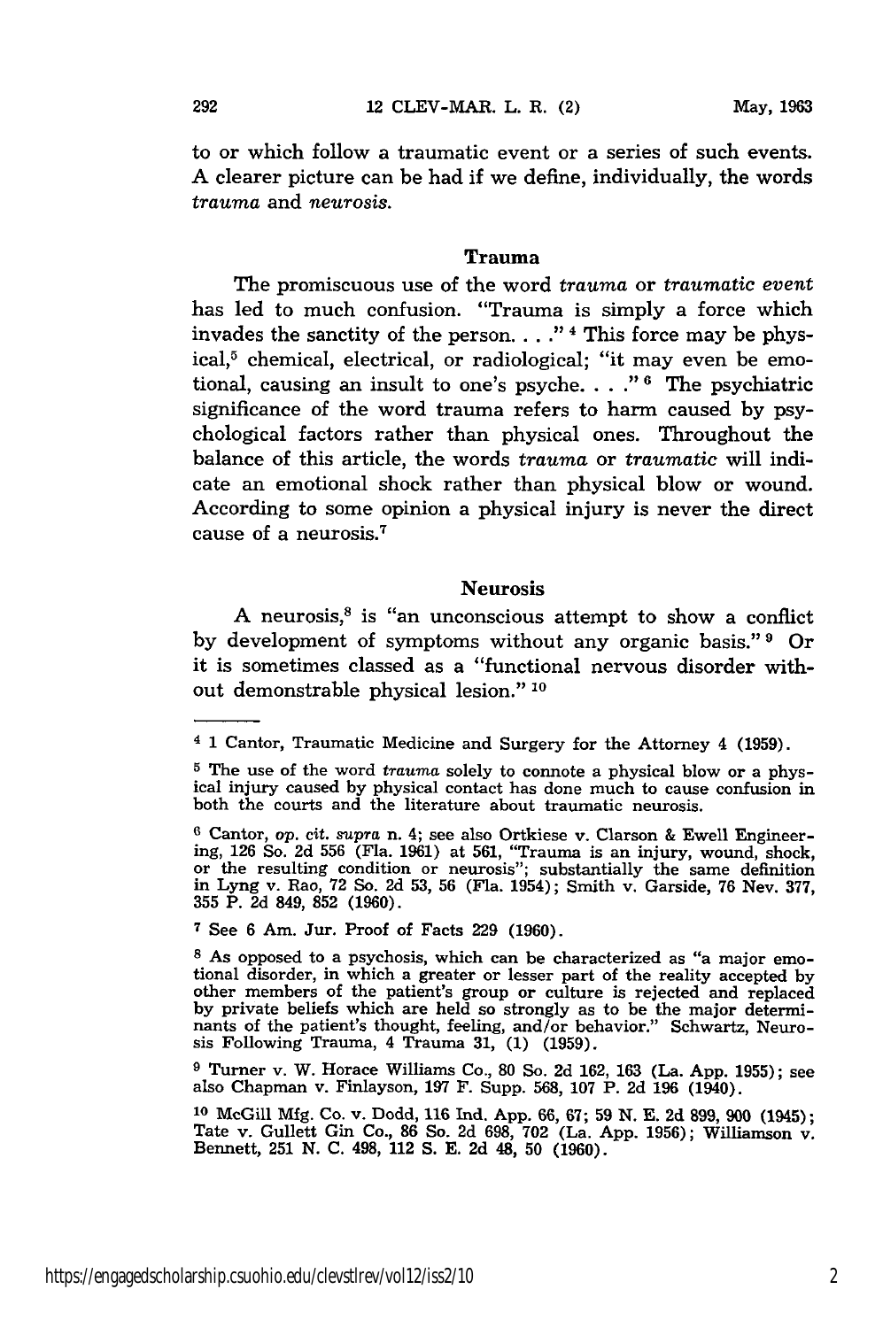to or which follow a traumatic event or a series of such events. A clearer picture can be had if we define, individually, the words *trauma* and *neurosis*.

## Trauma

The promiscuous use of the word *trauma* or *traumatic event* has led to much confusion. "Trauma is simply a force which invades the sanctity of the person. . . ." [4] This force may be physical,[5] chemical, electrical, or radiological; "it may even be emotional, causing an insult to one's psyche. . . ." [6] The psychiatric significance of the word trauma refers to harm caused by psychological factors rather than physical ones. Throughout the balance of this article, the words *trauma* or *traumatic* will indicate an emotional shock rather than physical blow or wound. According to some opinion a physical injury is never the direct cause of a neurosis.[7]

## Neurosis

A neurosis,[8] is "an unconscious attempt to show a conflict by development of symptoms without any organic basis." [9] Or it is sometimes classed as a "functional nervous disorder without demonstrable physical lesion." [10]

---

[4] 1 Cantor, Traumatic Medicine and Surgery for the Attorney 4 (1959).

[5] The use of the word *trauma* solely to connote a physical blow or a physical injury caused by physical contact has done much to cause confusion in both the courts and the literature about traumatic neurosis.

[6] Cantor, *op. cit. supra* n. 4; see also Ortkiese v. Clarson & Ewell Engineering, 126 So. 2d 556 (Fla. 1961) at 561, "Trauma is an injury, wound, shock, or the resulting condition or neurosis"; substantially the same definition in Lyng v. Rao, 72 So. 2d 53, 56 (Fla. 1954); Smith v. Garside, 76 Nev. 377, 355 P. 2d 849, 852 (1960).

[7] See 6 Am. Jur. Proof of Facts 229 (1960).

[8] As opposed to a psychosis, which can be characterized as "a major emotional disorder, in which a greater or lesser part of the reality accepted by other members of the patient's group or culture is rejected and replaced by private beliefs which are held so strongly as to be the major determinants of the patient's thought, feeling, and/or behavior." Schwartz, Neurosis Following Trauma, 4 Trauma 31, (1) (1959).

[9] Turner v. W. Horace Williams Co., 80 So. 2d 162, 163 (La. App. 1955); see also Chapman v. Finlayson, 197 F. Supp. 568, 107 P. 2d 196 (1940).

[10] McGill Mfg. Co. v. Dodd, 116 Ind. App. 66, 67; 59 N. E. 2d 899, 900 (1945); Tate v. Gullett Gin Co., 86 So. 2d 698, 702 (La. App. 1956); Williamson v. Bennett, 251 N. C. 498, 112 S. E. 2d 48, 50 (1960).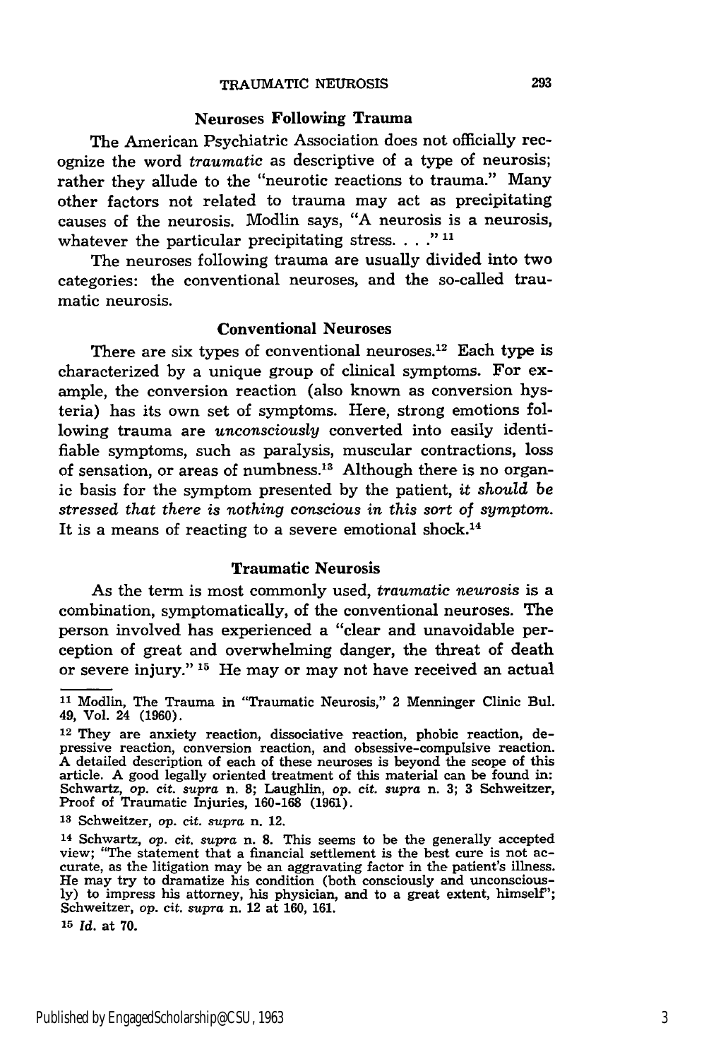### Neuroses Following Trauma

The American Psychiatric Association does not officially recognize the word *traumatic* as descriptive of a type of neurosis; rather they allude to the "neurotic reactions to trauma." Many other factors not related to trauma may act as precipitating causes of the neurosis. Modlin says, "A neurosis is a neurosis, whatever the particular precipitating stress. . . ."[11]

The neuroses following trauma are usually divided into two categories: the conventional neuroses, and the so-called traumatic neurosis.

### Conventional Neuroses

There are six types of conventional neuroses.[12] Each type is characterized by a unique group of clinical symptoms. For example, the conversion reaction (also known as conversion hysteria) has its own set of symptoms. Here, strong emotions following trauma are *unconsciously* converted into easily identifiable symptoms, such as paralysis, muscular contractions, loss of sensation, or areas of numbness.[13] Although there is no organic basis for the symptom presented by the patient, *it should be stressed that there is nothing conscious in this sort of symptom.* It is a means of reacting to a severe emotional shock.[14]

### Traumatic Neurosis

As the term is most commonly used, *traumatic neurosis* is a combination, symptomatically, of the conventional neuroses. The person involved has experienced a "clear and unavoidable perception of great and overwhelming danger, the threat of death or severe injury." [15] He may or may not have received an actual

---

[11] Modlin, The Trauma in "Traumatic Neurosis," 2 Menninger Clinic Bul. 49, Vol. 24 (1960).

[12] They are anxiety reaction, dissociative reaction, phobic reaction, depressive reaction, conversion reaction, and obsessive-compulsive reaction. A detailed description of each of these neuroses is beyond the scope of this article. A good legally oriented treatment of this material can be found in: Schwartz, *op. cit. supra* n. 8; Laughlin, *op. cit. supra* n. 3; 3 Schweitzer, Proof of Traumatic Injuries, 160-168 (1961).

[13] Schweitzer, *op. cit. supra* n. 12.

[14] Schwartz, *op. cit. supra* n. 8. This seems to be the generally accepted view; "The statement that a financial settlement is the best cure is not accurate, as the litigation may be an aggravating factor in the patient's illness. He may try to dramatize his condition (both consciously and unconsciously) to impress his attorney, his physician, and to a great extent, himself"; Schweitzer, *op. cit. supra* n. 12 at 160, 161.

[15] *Id.* at 70.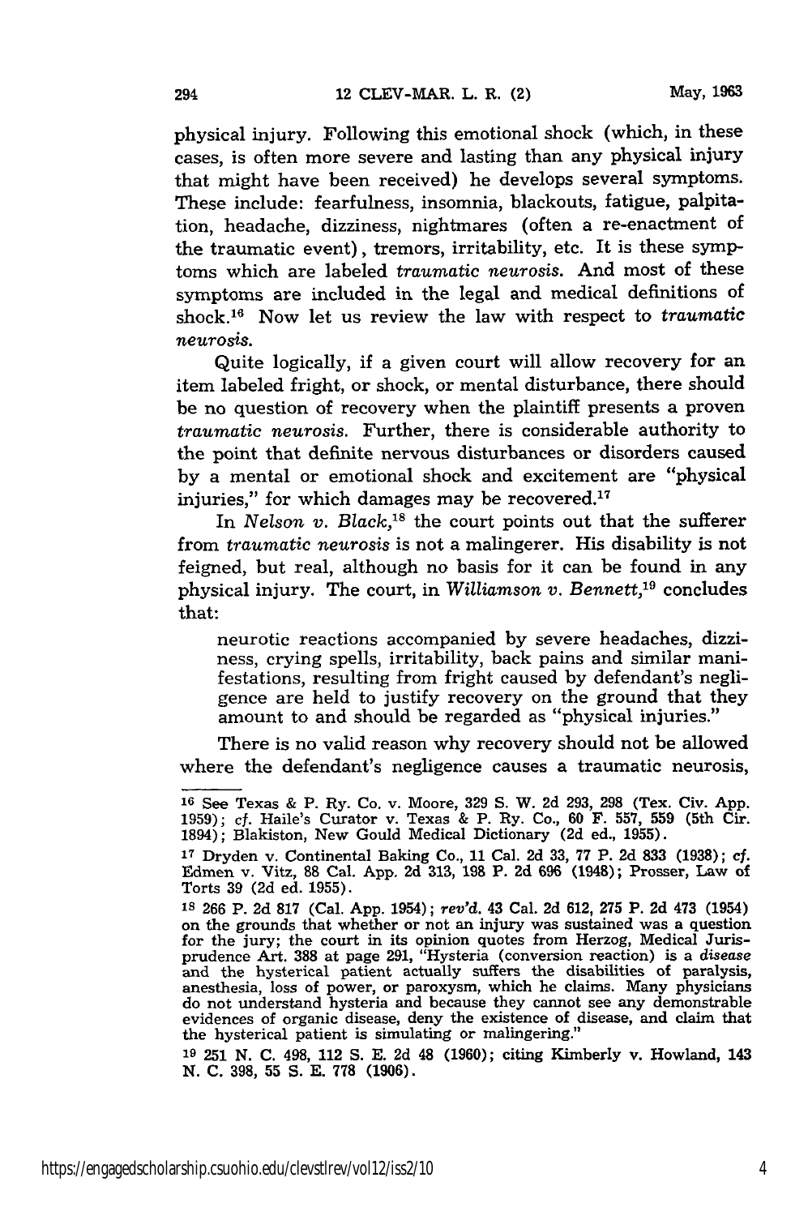physical injury. Following this emotional shock (which, in these cases, is often more severe and lasting than any physical injury that might have been received) he develops several symptoms. These include: fearfulness, insomnia, blackouts, fatigue, palpitation, headache, dizziness, nightmares (often a re-enactment of the traumatic event), tremors, irritability, etc. It is these symptoms which are labeled *traumatic neurosis.* And most of these symptoms are included in the legal and medical definitions of shock.[16] Now let us review the law with respect to *traumatic neurosis.*

Quite logically, if a given court will allow recovery for an item labeled fright, or shock, or mental disturbance, there should be no question of recovery when the plaintiff presents a proven *traumatic neurosis.* Further, there is considerable authority to the point that definite nervous disturbances or disorders caused by a mental or emotional shock and excitement are "physical injuries," for which damages may be recovered.[17]

In *Nelson v. Black,*[18] the court points out that the sufferer from *traumatic neurosis* is not a malingerer. His disability is not feigned, but real, although no basis for it can be found in any physical injury. The court, in *Williamson v. Bennett,*[19] concludes that:

> neurotic reactions accompanied by severe headaches, dizziness, crying spells, irritability, back pains and similar manifestations, resulting from fright caused by defendant's negligence are held to justify recovery on the ground that they amount to and should be regarded as "physical injuries."

There is no valid reason why recovery should not be allowed where the defendant's negligence causes a traumatic neurosis,

---

[16] See Texas & P. Ry. Co. v. Moore, 329 S. W. 2d 293, 298 (Tex. Civ. App. 1959); *cf.* Haile's Curator v. Texas & P. Ry. Co., 60 F. 557, 559 (5th Cir. 1894); Blakiston, New Gould Medical Dictionary (2d ed., 1955).

[17] Dryden v. Continental Baking Co., 11 Cal. 2d 33, 77 P. 2d 833 (1938); *cf.* Edmen v. Vitz, 88 Cal. App. 2d 313, 198 P. 2d 696 (1948); Prosser, Law of Torts 39 (2d ed. 1955).

[18] 266 P. 2d 817 (Cal. App. 1954); *rev'd.* 43 Cal. 2d 612, 275 P. 2d 473 (1954) on the grounds that whether or not an injury was sustained was a question for the jury; the court in its opinion quotes from Herzog, Medical Jurisprudence Art. 388 at page 291, "Hysteria (conversion reaction) is a *disease* and the hysterical patient actually suffers the disabilities of paralysis, anesthesia, loss of power, or paroxysm, which he claims. Many physicians do not understand hysteria and because they cannot see any demonstrable evidences of organic disease, deny the existence of disease, and claim that the hysterical patient is simulating or malingering."

[19] 251 N. C. 498, 112 S. E. 2d 48 (1960); citing Kimberly v. Howland, 143 N. C. 398, 55 S. E. 778 (1906).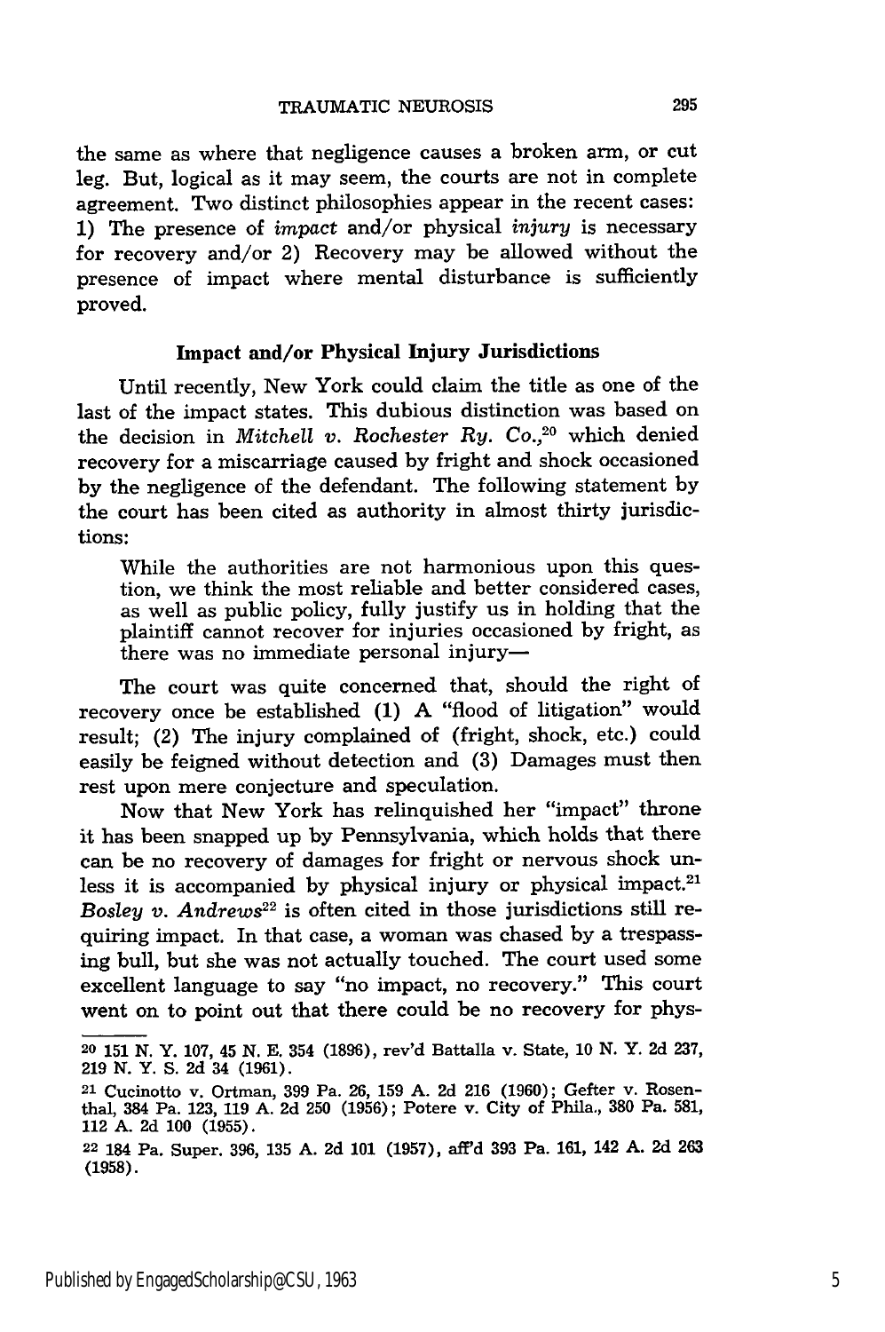the same as where that negligence causes a broken arm, or cut leg. But, logical as it may seem, the courts are not in complete agreement. Two distinct philosophies appear in the recent cases: 1) The presence of *impact* and/or physical *injury* is necessary for recovery and/or 2) Recovery may be allowed without the presence of impact where mental disturbance is sufficiently proved.

### Impact and/or Physical Injury Jurisdictions

Until recently, New York could claim the title as one of the last of the impact states. This dubious distinction was based on the decision in *Mitchell v. Rochester Ry. Co.*,[20] which denied recovery for a miscarriage caused by fright and shock occasioned by the negligence of the defendant. The following statement by the court has been cited as authority in almost thirty jurisdictions:

> While the authorities are not harmonious upon this question, we think the most reliable and better considered cases, as well as public policy, fully justify us in holding that the plaintiff cannot recover for injuries occasioned by fright, as there was no immediate personal injury—

The court was quite concerned that, should the right of recovery once be established (1) A "flood of litigation" would result; (2) The injury complained of (fright, shock, etc.) could easily be feigned without detection and (3) Damages must then rest upon mere conjecture and speculation.

Now that New York has relinquished her "impact" throne it has been snapped up by Pennsylvania, which holds that there can be no recovery of damages for fright or nervous shock unless it is accompanied by physical injury or physical impact.[21] *Bosley v. Andrews*[22] is often cited in those jurisdictions still requiring impact. In that case, a woman was chased by a trespassing bull, but she was not actually touched. The court used some excellent language to say "no impact, no recovery." This court went on to point out that there could be no recovery for phys-

---

[20] 151 N. Y. 107, 45 N. E. 354 (1896), rev'd Battalla v. State, 10 N. Y. 2d 237, 219 N. Y. S. 2d 34 (1961).

[21] Cucinotto v. Ortman, 399 Pa. 26, 159 A. 2d 216 (1960); Gefter v. Rosenthal, 384 Pa. 123, 119 A. 2d 250 (1956); Potere v. City of Phila., 380 Pa. 581, 112 A. 2d 100 (1955).

[22] 184 Pa. Super. 396, 135 A. 2d 101 (1957), aff'd 393 Pa. 161, 142 A. 2d 263 (1958).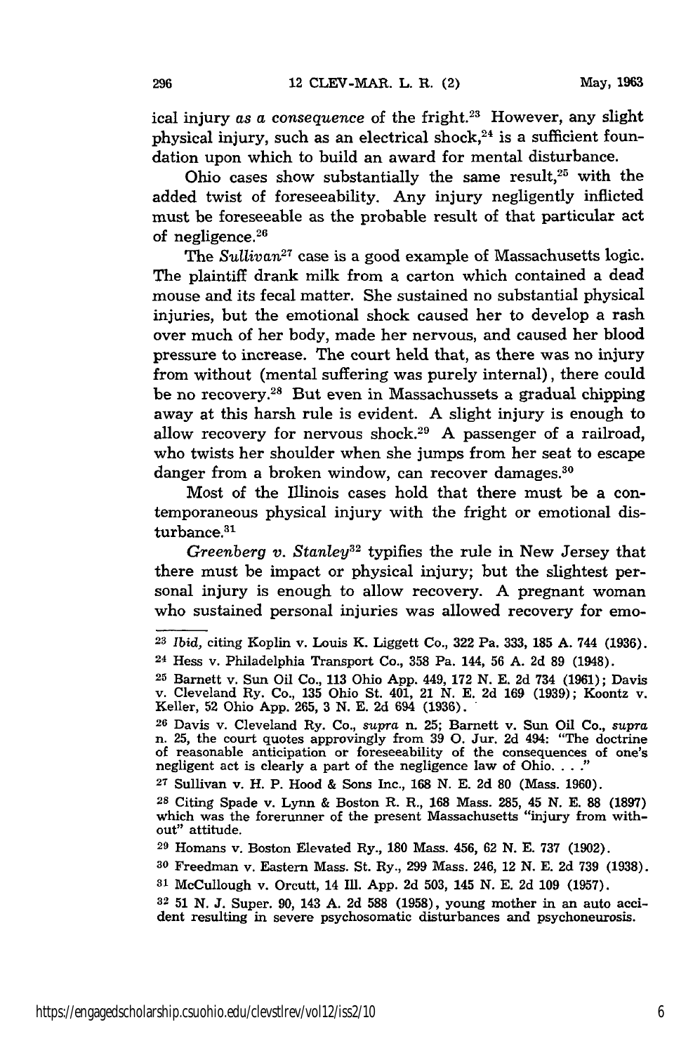ical injury *as a consequence* of the fright.[23] However, any slight physical injury, such as an electrical shock,[24] is a sufficient foundation upon which to build an award for mental disturbance.

Ohio cases show substantially the same result,[25] with the added twist of foreseeability. Any injury negligently inflicted must be foreseeable as the probable result of that particular act of negligence.[26]

The *Sullivan*[27] case is a good example of Massachusetts logic. The plaintiff drank milk from a carton which contained a dead mouse and its fecal matter. She sustained no substantial physical injuries, but the emotional shock caused her to develop a rash over much of her body, made her nervous, and caused her blood pressure to increase. The court held that, as there was no injury from without (mental suffering was purely internal), there could be no recovery.[28] But even in Massachussets a gradual chipping away at this harsh rule is evident. A slight injury is enough to allow recovery for nervous shock.[29] A passenger of a railroad, who twists her shoulder when she jumps from her seat to escape danger from a broken window, can recover damages.[30]

Most of the Illinois cases hold that there must be a contemporaneous physical injury with the fright or emotional disturbance.[31]

*Greenberg v. Stanley*[32] typifies the rule in New Jersey that there must be impact or physical injury; but the slightest personal injury is enough to allow recovery. A pregnant woman who sustained personal injuries was allowed recovery for emo-

---

[23] *Ibid*, citing Koplin v. Louis K. Liggett Co., 322 Pa. 333, 185 A. 744 (1936).

[24] Hess v. Philadelphia Transport Co., 358 Pa. 144, 56 A. 2d 89 (1948).

[25] Barnett v. Sun Oil Co., 113 Ohio App. 449, 172 N. E. 2d 734 (1961); Davis v. Cleveland Ry. Co., 135 Ohio St. 401, 21 N. E. 2d 169 (1939); Koontz v. Keller, 52 Ohio App. 265, 3 N. E. 2d 694 (1936).

[26] Davis v. Cleveland Ry. Co., *supra* n. 25; Barnett v. Sun Oil Co., *supra* n. 25, the court quotes approvingly from 39 O. Jur. 2d 494: "The doctrine of reasonable anticipation or foreseeability of the consequences of one's negligent act is clearly a part of the negligence law of Ohio. . . ."

[27] Sullivan v. H. P. Hood & Sons Inc., 168 N. E. 2d 80 (Mass. 1960).

[28] Citing Spade v. Lynn & Boston R. R., 168 Mass. 285, 45 N. E. 88 (1897) which was the forerunner of the present Massachusetts "injury from without" attitude.

[29] Homans v. Boston Elevated Ry., 180 Mass. 456, 62 N. E. 737 (1902).

[30] Freedman v. Eastern Mass. St. Ry., 299 Mass. 246, 12 N. E. 2d 739 (1938).

[31] McCullough v. Orcutt, 14 Ill. App. 2d 503, 145 N. E. 2d 109 (1957).

[32] 51 N. J. Super. 90, 143 A. 2d 588 (1958), young mother in an auto accident resulting in severe psychosomatic disturbances and psychoneurosis.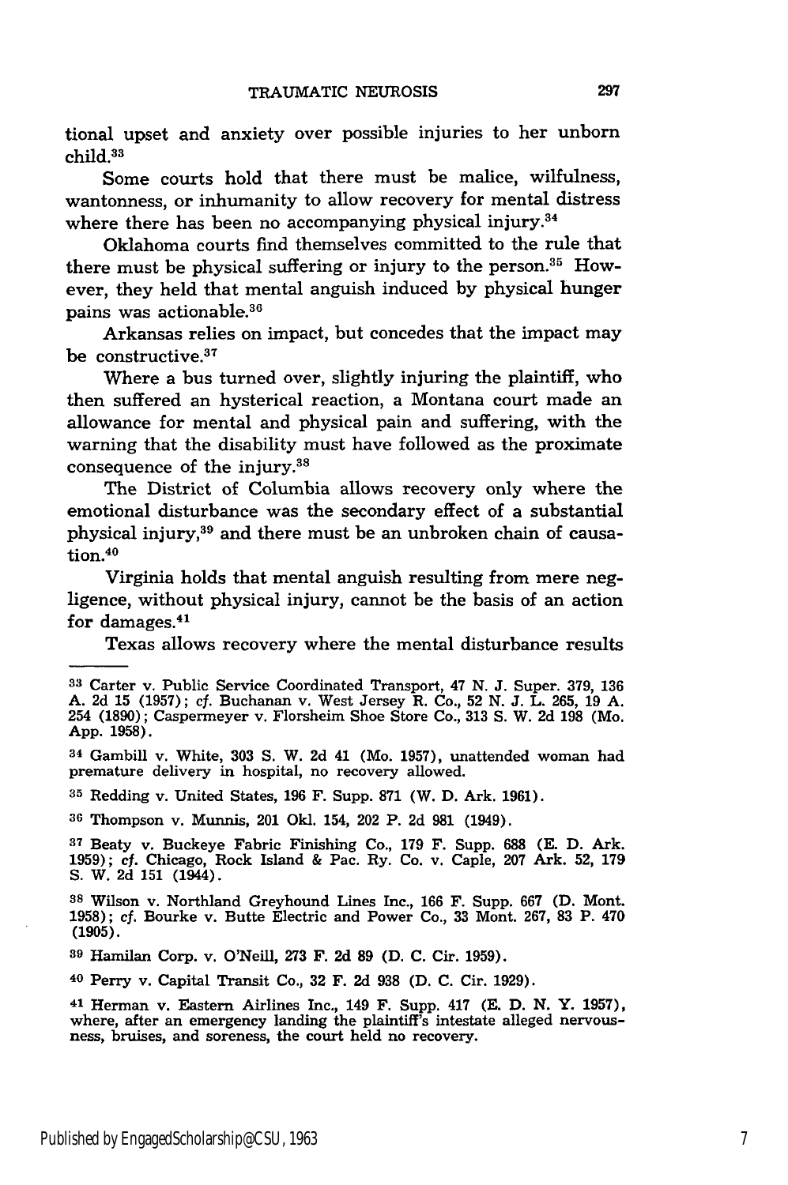tional upset and anxiety over possible injuries to her unborn child.[33]

Some courts hold that there must be malice, wilfulness, wantonness, or inhumanity to allow recovery for mental distress where there has been no accompanying physical injury.[34]

Oklahoma courts find themselves committed to the rule that there must be physical suffering or injury to the person.[35] However, they held that mental anguish induced by physical hunger pains was actionable.[36]

Arkansas relies on impact, but concedes that the impact may be constructive.[37]

Where a bus turned over, slightly injuring the plaintiff, who then suffered an hysterical reaction, a Montana court made an allowance for mental and physical pain and suffering, with the warning that the disability must have followed as the proximate consequence of the injury.[38]

The District of Columbia allows recovery only where the emotional disturbance was the secondary effect of a substantial physical injury,[39] and there must be an unbroken chain of causation.[40]

Virginia holds that mental anguish resulting from mere negligence, without physical injury, cannot be the basis of an action for damages.[41]

Texas allows recovery where the mental disturbance results

---

[33] Carter v. Public Service Coordinated Transport, 47 N. J. Super. 379, 136 A. 2d 15 (1957); *cf.* Buchanan v. West Jersey R. Co., 52 N. J. L. 265, 19 A. 254 (1890); Caspermeyer v. Florsheim Shoe Store Co., 313 S. W. 2d 198 (Mo. App. 1958).

[34] Gambill v. White, 303 S. W. 2d 41 (Mo. 1957), unattended woman had premature delivery in hospital, no recovery allowed.

[35] Redding v. United States, 196 F. Supp. 871 (W. D. Ark. 1961).

[36] Thompson v. Munnis, 201 Okl. 154, 202 P. 2d 981 (1949).

[37] Beaty v. Buckeye Fabric Finishing Co., 179 F. Supp. 688 (E. D. Ark. 1959); *cf.* Chicago, Rock Island & Pac. Ry. Co. v. Caple, 207 Ark. 52, 179 S. W. 2d 151 (1944).

[38] Wilson v. Northland Greyhound Lines Inc., 166 F. Supp. 667 (D. Mont. 1958); *cf.* Bourke v. Butte Electric and Power Co., 33 Mont. 267, 83 P. 470 (1905).

[39] Hamilan Corp. v. O'Neill, 273 F. 2d 89 (D. C. Cir. 1959).

[40] Perry v. Capital Transit Co., 32 F. 2d 938 (D. C. Cir. 1929).

[41] Herman v. Eastern Airlines Inc., 149 F. Supp. 417 (E. D. N. Y. 1957), where, after an emergency landing the plaintiff's intestate alleged nervousness, bruises, and soreness, the court held no recovery.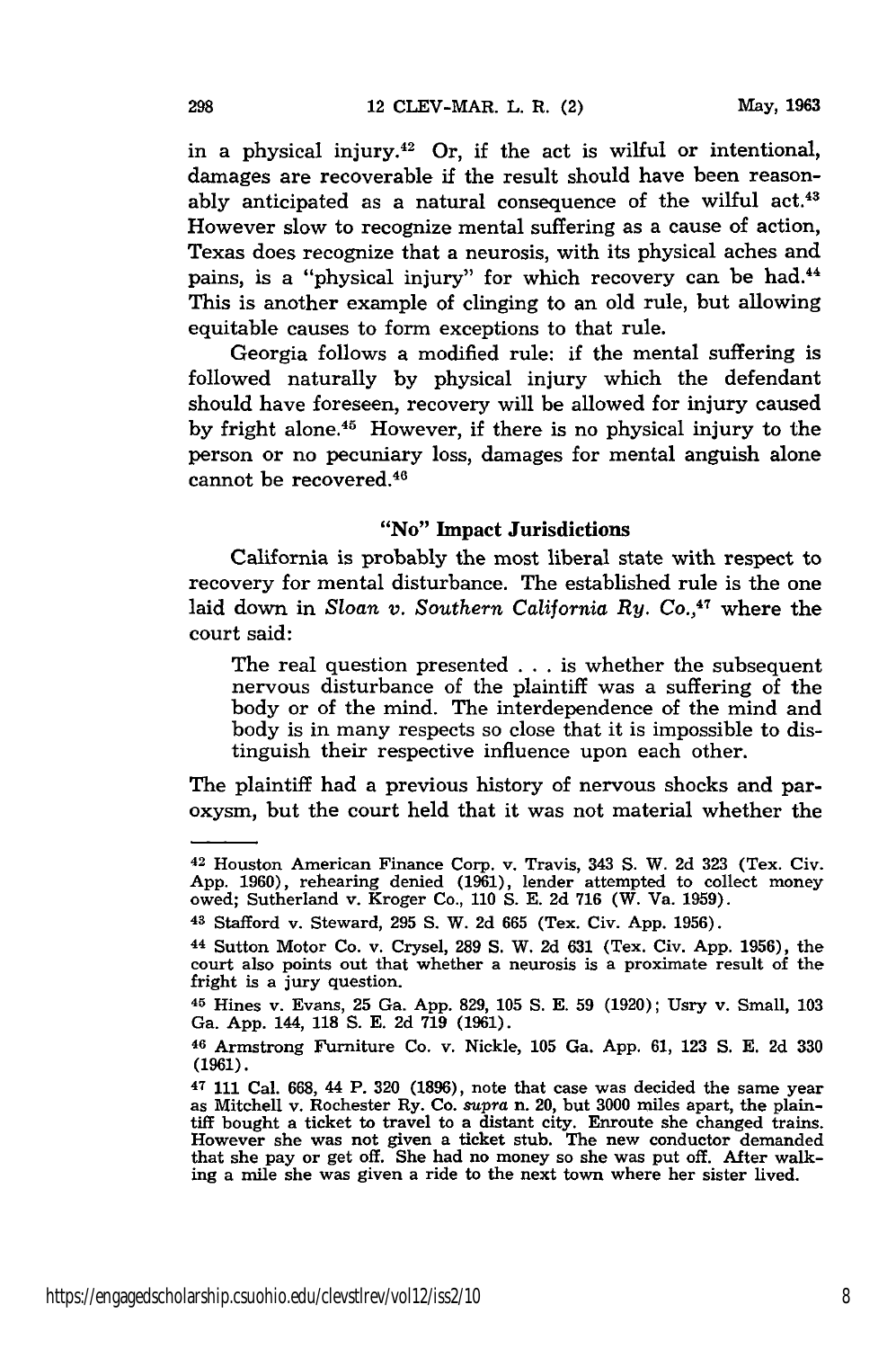in a physical injury.[42] Or, if the act is wilful or intentional, damages are recoverable if the result should have been reasonably anticipated as a natural consequence of the wilful act.[43] However slow to recognize mental suffering as a cause of action, Texas does recognize that a neurosis, with its physical aches and pains, is a "physical injury" for which recovery can be had.[44] This is another example of clinging to an old rule, but allowing equitable causes to form exceptions to that rule.

Georgia follows a modified rule: if the mental suffering is followed naturally by physical injury which the defendant should have foreseen, recovery will be allowed for injury caused by fright alone.[45] However, if there is no physical injury to the person or no pecuniary loss, damages for mental anguish alone cannot be recovered.[46]

### "No" Impact Jurisdictions

California is probably the most liberal state with respect to recovery for mental disturbance. The established rule is the one laid down in *Sloan v. Southern California Ry. Co.*,[47] where the court said:

> The real question presented . . . is whether the subsequent nervous disturbance of the plaintiff was a suffering of the body or of the mind. The interdependence of the mind and body is in many respects so close that it is impossible to distinguish their respective influence upon each other.

The plaintiff had a previous history of nervous shocks and paroxysm, but the court held that it was not material whether the

---

[42] Houston American Finance Corp. v. Travis, 343 S. W. 2d 323 (Tex. Civ. App. 1960), rehearing denied (1961), lender attempted to collect money owed; Sutherland v. Kroger Co., 110 S. E. 2d 716 (W. Va. 1959).

[43] Stafford v. Steward, 295 S. W. 2d 665 (Tex. Civ. App. 1956).

[44] Sutton Motor Co. v. Crysel, 289 S. W. 2d 631 (Tex. Civ. App. 1956), the court also points out that whether a neurosis is a proximate result of the fright is a jury question.

[45] Hines v. Evans, 25 Ga. App. 829, 105 S. E. 59 (1920); Usry v. Small, 103 Ga. App. 144, 118 S. E. 2d 719 (1961).

[46] Armstrong Furniture Co. v. Nickle, 105 Ga. App. 61, 123 S. E. 2d 330 (1961).

[47] 111 Cal. 668, 44 P. 320 (1896), note that case was decided the same year as Mitchell v. Rochester Ry. Co. *supra* n. 20, but 3000 miles apart, the plaintiff bought a ticket to travel to a distant city. Enroute she changed trains. However she was not given a ticket stub. The new conductor demanded that she pay or get off. She had no money so she was put off. After walking a mile she was given a ride to the next town where her sister lived.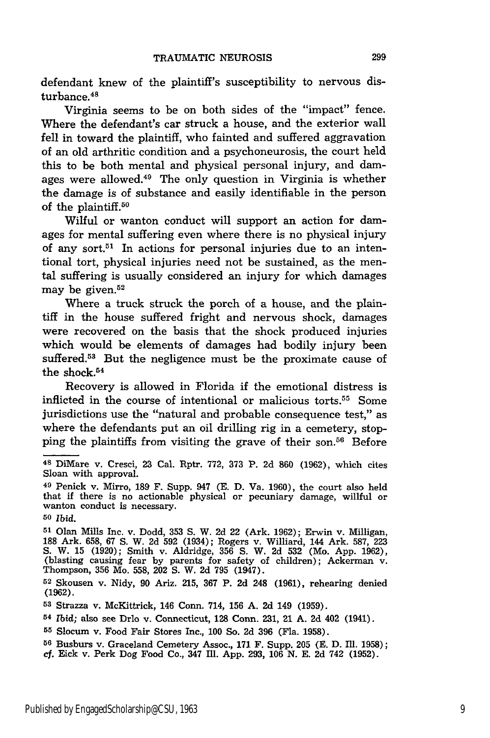defendant knew of the plaintiff's susceptibility to nervous disturbance.[48]

Virginia seems to be on both sides of the "impact" fence. Where the defendant's car struck a house, and the exterior wall fell in toward the plaintiff, who fainted and suffered aggravation of an old arthritic condition and a psychoneurosis, the court held this to be both mental and physical personal injury, and damages were allowed.[49] The only question in Virginia is whether the damage is of substance and easily identifiable in the person of the plaintiff.[50]

Wilful or wanton conduct will support an action for damages for mental suffering even where there is no physical injury of any sort.[51] In actions for personal injuries due to an intentional tort, physical injuries need not be sustained, as the mental suffering is usually considered an injury for which damages may be given.[52]

Where a truck struck the porch of a house, and the plaintiff in the house suffered fright and nervous shock, damages were recovered on the basis that the shock produced injuries which would be elements of damages had bodily injury been suffered.[53] But the negligence must be the proximate cause of the shock.[54]

Recovery is allowed in Florida if the emotional distress is inflicted in the course of intentional or malicious torts.[55] Some jurisdictions use the "natural and probable consequence test," as where the defendants put an oil drilling rig in a cemetery, stopping the plaintiffs from visiting the grave of their son.[56] Before

---

[48] DiMare v. Cresci, 23 Cal. Rptr. 772, 373 P. 2d 860 (1962), which cites Sloan with approval.

[49] Penick v. Mirro, 189 F. Supp. 947 (E. D. Va. 1960), the court also held that if there is no actionable physical or pecuniary damage, willful or wanton conduct is necessary.

[50] *Ibid.*

[51] Olan Mills Inc. v. Dodd, 353 S. W. 2d 22 (Ark. 1962); Erwin v. Milligan, 188 Ark. 658, 67 S. W. 2d 592 (1934); Rogers v. Williard, 144 Ark. 587, 223 S. W. 15 (1920); Smith v. Aldridge, 356 S. W. 2d 532 (Mo. App. 1962), (blasting causing fear by parents for safety of children); Ackerman v. Thompson, 356 Mo. 558, 202 S. W. 2d 795 (1947).

[52] Skousen v. Nidy, 90 Ariz. 215, 367 P. 2d 248 (1961), rehearing denied (1962).

[53] Strazza v. McKittrick, 146 Conn. 714, 156 A. 2d 149 (1959).

[54] *Ibid;* also see Drlo v. Connecticut, 128 Conn. 231, 21 A. 2d 402 (1941).

[55] Slocum v. Food Fair Stores Inc., 100 So. 2d 396 (Fla. 1958).

[56] Busburs v. Graceland Cemetery Assoc., 171 F. Supp. 205 (E. D. Ill. 1958); *cf.* Eick v. Perk Dog Food Co., 347 Ill. App. 293, 106 N. E. 2d 742 (1952).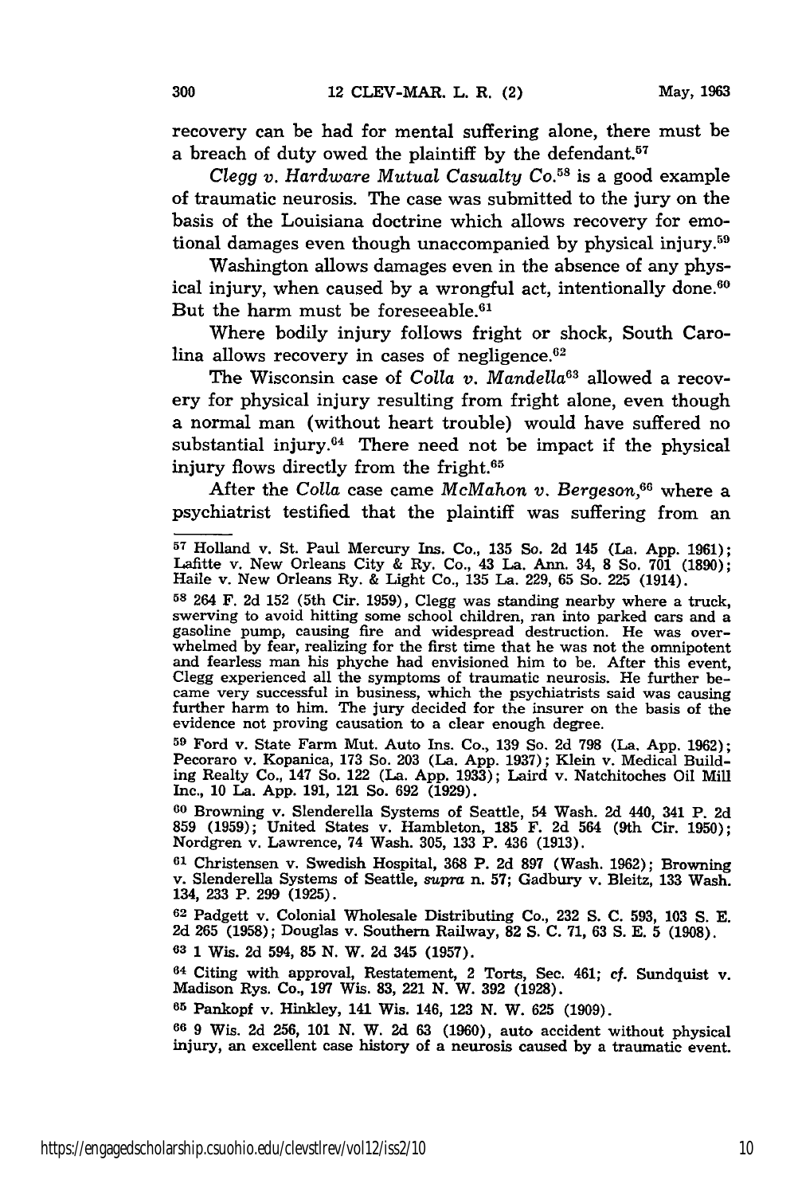recovery can be had for mental suffering alone, there must be a breach of duty owed the plaintiff by the defendant.[57]

*Clegg v. Hardware Mutual Casualty Co.*[58] is a good example of traumatic neurosis. The case was submitted to the jury on the basis of the Louisiana doctrine which allows recovery for emotional damages even though unaccompanied by physical injury.[59]

Washington allows damages even in the absence of any physical injury, when caused by a wrongful act, intentionally done.[60] But the harm must be foreseeable.[61]

Where bodily injury follows fright or shock, South Carolina allows recovery in cases of negligence.[62]

The Wisconsin case of *Colla v. Mandella*[63] allowed a recovery for physical injury resulting from fright alone, even though a normal man (without heart trouble) would have suffered no substantial injury.[64] There need not be impact if the physical injury flows directly from the fright.[65]

After the *Colla* case came *McMahon v. Bergeson*,[66] where a psychiatrist testified that the plaintiff was suffering from an

---

[57] Holland v. St. Paul Mercury Ins. Co., 135 So. 2d 145 (La. App. 1961); Lafitte v. New Orleans City & Ry. Co., 43 La. Ann. 34, 8 So. 701 (1890); Haile v. New Orleans Ry. & Light Co., 135 La. 229, 65 So. 225 (1914).

[58] 264 F. 2d 152 (5th Cir. 1959), Clegg was standing nearby where a truck, swerving to avoid hitting some school children, ran into parked cars and a gasoline pump, causing fire and widespread destruction. He was overwhelmed by fear, realizing for the first time that he was not the omnipotent and fearless man his phyche had envisioned him to be. After this event, Clegg experienced all the symptoms of traumatic neurosis. He further became very successful in business, which the psychiatrists said was causing further harm to him. The jury decided for the insurer on the basis of the evidence not proving causation to a clear enough degree.

[59] Ford v. State Farm Mut. Auto Ins. Co., 139 So. 2d 798 (La. App. 1962); Pecoraro v. Kopanica, 173 So. 203 (La. App. 1937); Klein v. Medical Building Realty Co., 147 So. 122 (La. App. 1933); Laird v. Natchitoches Oil Mill Inc., 10 La. App. 191, 121 So. 692 (1929).

[60] Browning v. Slenderella Systems of Seattle, 54 Wash. 2d 440, 341 P. 2d 859 (1959); United States v. Hambleton, 185 F. 2d 564 (9th Cir. 1950); Nordgren v. Lawrence, 74 Wash. 305, 133 P. 436 (1913).

[61] Christensen v. Swedish Hospital, 368 P. 2d 897 (Wash. 1962); Browning v. Slenderella Systems of Seattle, *supra* n. 57; Gadbury v. Bleitz, 133 Wash. 134, 233 P. 299 (1925).

[62] Padgett v. Colonial Wholesale Distributing Co., 232 S. C. 593, 103 S. E. 2d 265 (1958); Douglas v. Southern Railway, 82 S. C. 71, 63 S. E. 5 (1908).

[63] 1 Wis. 2d 594, 85 N. W. 2d 345 (1957).

[64] Citing with approval, Restatement, 2 Torts, Sec. 461; *cf.* Sundquist v. Madison Rys. Co., 197 Wis. 83, 221 N. W. 392 (1928).

[65] Pankopf v. Hinkley, 141 Wis. 146, 123 N. W. 625 (1909).

[66] 9 Wis. 2d 256, 101 N. W. 2d 63 (1960), auto accident without physical injury, an excellent case history of a neurosis caused by a traumatic event.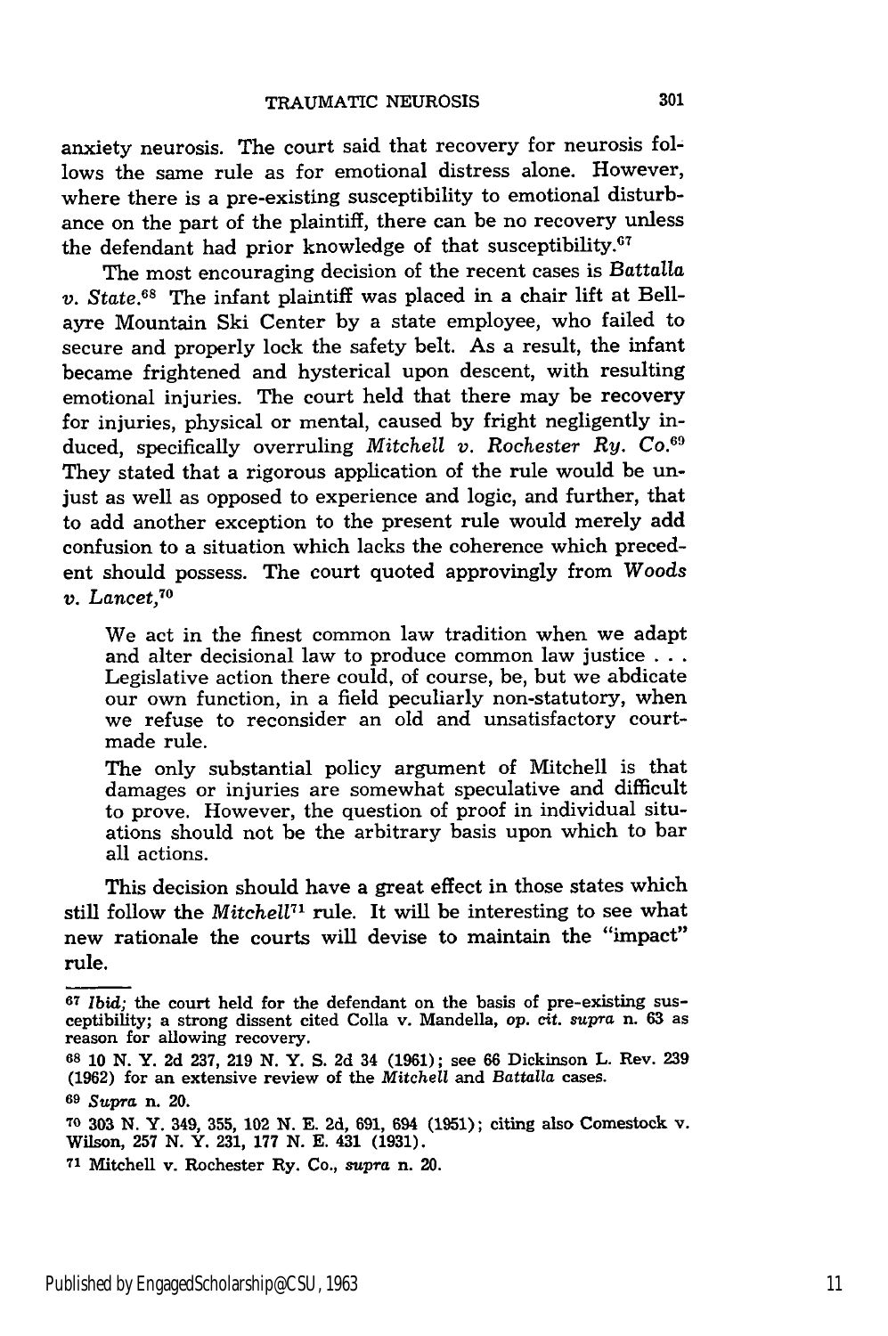anxiety neurosis. The court said that recovery for neurosis follows the same rule as for emotional distress alone. However, where there is a pre-existing susceptibility to emotional disturbance on the part of the plaintiff, there can be no recovery unless the defendant had prior knowledge of that susceptibility.[67]

The most encouraging decision of the recent cases is *Battalla v. State*.[68] The infant plaintiff was placed in a chair lift at Bellayre Mountain Ski Center by a state employee, who failed to secure and properly lock the safety belt. As a result, the infant became frightened and hysterical upon descent, with resulting emotional injuries. The court held that there may be recovery for injuries, physical or mental, caused by fright negligently induced, specifically overruling *Mitchell v. Rochester Ry. Co.*[69] They stated that a rigorous application of the rule would be unjust as well as opposed to experience and logic, and further, that to add another exception to the present rule would merely add confusion to a situation which lacks the coherence which precedent should possess. The court quoted approvingly from *Woods v. Lancet*,[70]

> We act in the finest common law tradition when we adapt and alter decisional law to produce common law justice . . . Legislative action there could, of course, be, but we abdicate our own function, in a field peculiarly non-statutory, when we refuse to reconsider an old and unsatisfactory court-made rule.
>
> The only substantial policy argument of Mitchell is that damages or injuries are somewhat speculative and difficult to prove. However, the question of proof in individual situations should not be the arbitrary basis upon which to bar all actions.

This decision should have a great effect in those states which still follow the *Mitchell*[71] rule. It will be interesting to see what new rationale the courts will devise to maintain the "impact" rule.

---

[67] *Ibid;* the court held for the defendant on the basis of pre-existing susceptibility; a strong dissent cited Colla v. Mandella, *op. cit. supra* n. 63 as reason for allowing recovery.

[68] 10 N. Y. 2d 237, 219 N. Y. S. 2d 34 (1961); see 66 Dickinson L. Rev. 239 (1962) for an extensive review of the *Mitchell* and *Battalla* cases.

[69] *Supra* n. 20.

[70] 303 N. Y. 349, 355, 102 N. E. 2d, 691, 694 (1951); citing also Comestock v. Wilson, 257 N. Y. 231, 177 N. E. 431 (1931).

[71] Mitchell v. Rochester Ry. Co., *supra* n. 20.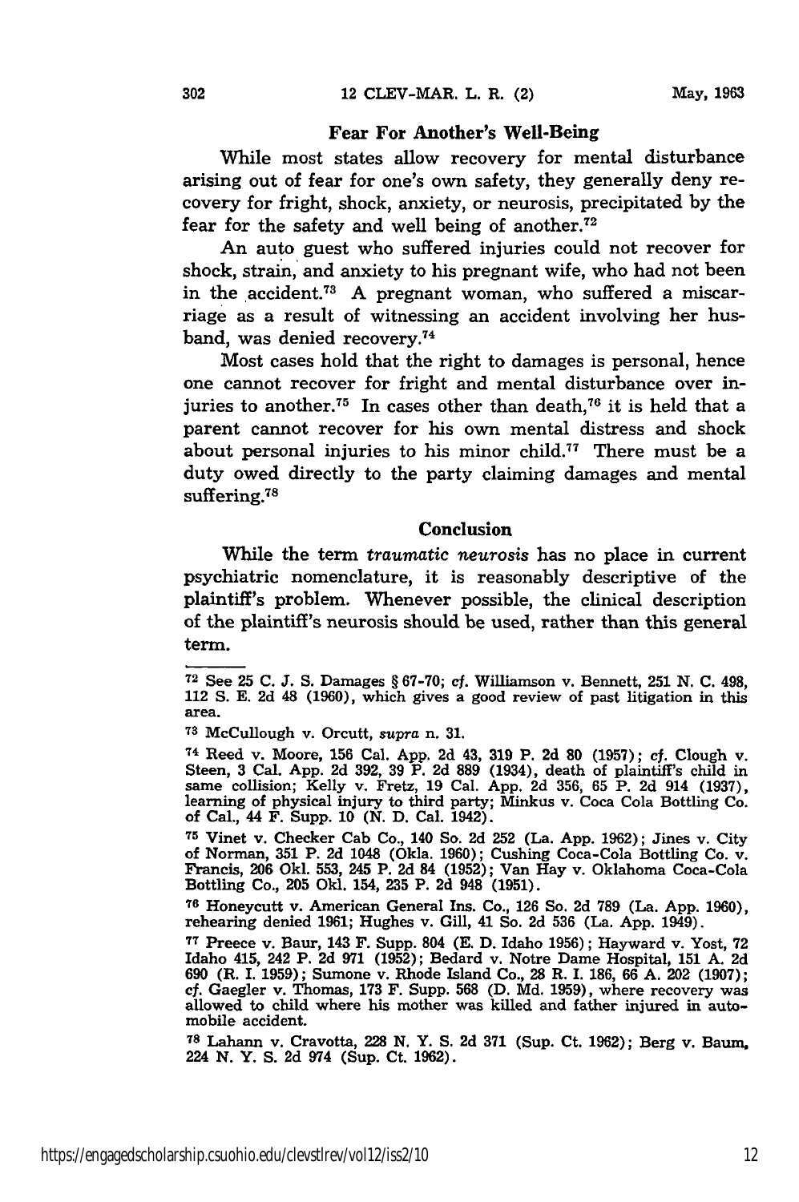### Fear For Another's Well-Being

While most states allow recovery for mental disturbance arising out of fear for one's own safety, they generally deny recovery for fright, shock, anxiety, or neurosis, precipitated by the fear for the safety and well being of another.[72]

An auto guest who suffered injuries could not recover for shock, strain, and anxiety to his pregnant wife, who had not been in the accident.[73] A pregnant woman, who suffered a miscarriage as a result of witnessing an accident involving her husband, was denied recovery.[74]

Most cases hold that the right to damages is personal, hence one cannot recover for fright and mental disturbance over injuries to another.[75] In cases other than death,[76] it is held that a parent cannot recover for his own mental distress and shock about personal injuries to his minor child.[77] There must be a duty owed directly to the party claiming damages and mental suffering.[78]

### Conclusion

While the term *traumatic neurosis* has no place in current psychiatric nomenclature, it is reasonably descriptive of the plaintiff's problem. Whenever possible, the clinical description of the plaintiff's neurosis should be used, rather than this general term.

---

[72] See 25 C. J. S. Damages § 67-70; *cf.* Williamson v. Bennett, 251 N. C. 498, 112 S. E. 2d 48 (1960), which gives a good review of past litigation in this area.

[73] McCullough v. Orcutt, *supra* n. 31.

[74] Reed v. Moore, 156 Cal. App. 2d 43, 319 P. 2d 80 (1957); *cf.* Clough v. Steen, 3 Cal. App. 2d 392, 39 P. 2d 889 (1934), death of plaintiff's child in same collision; Kelly v. Fretz, 19 Cal. App. 2d 356, 65 P. 2d 914 (1937), learning of physical injury to third party; Minkus v. Coca Cola Bottling Co. of Cal., 44 F. Supp. 10 (N. D. Cal. 1942).

[75] Vinet v. Checker Cab Co., 140 So. 2d 252 (La. App. 1962); Jines v. City of Norman, 351 P. 2d 1048 (Okla. 1960); Cushing Coca-Cola Bottling Co. v. Francis, 206 Okl. 553, 245 P. 2d 84 (1952); Van Hay v. Oklahoma Coca-Cola Bottling Co., 205 Okl. 154, 235 P. 2d 948 (1951).

[76] Honeycutt v. American General Ins. Co., 126 So. 2d 789 (La. App. 1960), rehearing denied 1961; Hughes v. Gill, 41 So. 2d 536 (La. App. 1949).

[77] Preece v. Baur, 143 F. Supp. 804 (E. D. Idaho 1956); Hayward v. Yost, 72 Idaho 415, 242 P. 2d 971 (1952); Bedard v. Notre Dame Hospital, 151 A. 2d 690 (R. I. 1959); Sumone v. Rhode Island Co., 28 R. I. 186, 66 A. 202 (1907); *cf.* Gaegler v. Thomas, 173 F. Supp. 568 (D. Md. 1959), where recovery was allowed to child where his mother was killed and father injured in automobile accident.

[78] Lahann v. Cravotta, 228 N. Y. S. 2d 371 (Sup. Ct. 1962); Berg v. Baum, 224 N. Y. S. 2d 974 (Sup. Ct. 1962).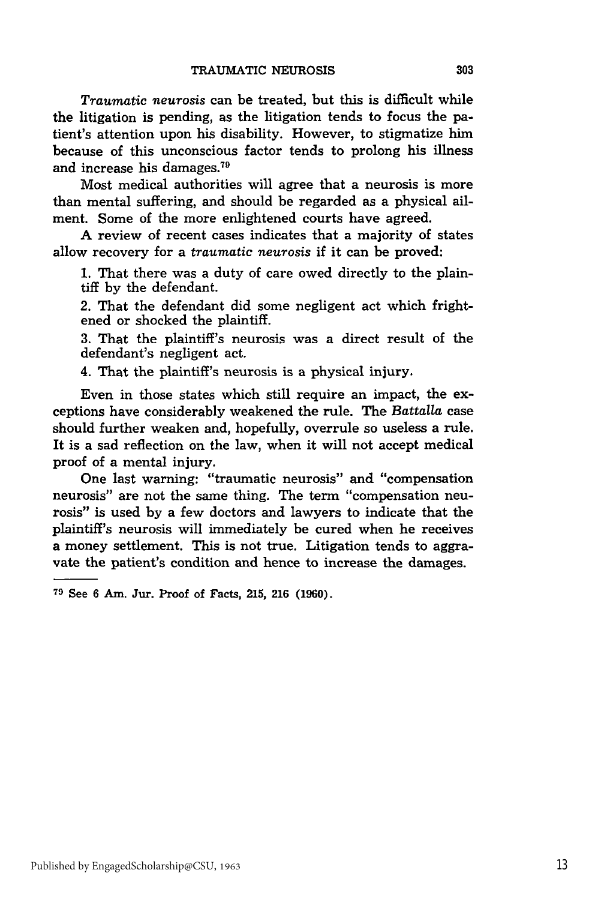*Traumatic neurosis* can be treated, but this is difficult while the litigation is pending, as the litigation tends to focus the patient's attention upon his disability. However, to stigmatize him because of this unconscious factor tends to prolong his illness and increase his damages.[79]

Most medical authorities will agree that a neurosis is more than mental suffering, and should be regarded as a physical ailment. Some of the more enlightened courts have agreed.

A review of recent cases indicates that a majority of states allow recovery for a *traumatic neurosis* if it can be proved:

1. That there was a duty of care owed directly to the plaintiff by the defendant.
2. That the defendant did some negligent act which frightened or shocked the plaintiff.
3. That the plaintiff's neurosis was a direct result of the defendant's negligent act.
4. That the plaintiff's neurosis is a physical injury.

Even in those states which still require an impact, the exceptions have considerably weakened the rule. The *Battalla* case should further weaken and, hopefully, overrule so useless a rule. It is a sad reflection on the law, when it will not accept medical proof of a mental injury.

One last warning: "traumatic neurosis" and "compensation neurosis" are not the same thing. The term "compensation neurosis" is used by a few doctors and lawyers to indicate that the plaintiff's neurosis will immediately be cured when he receives a money settlement. This is not true. Litigation tends to aggravate the patient's condition and hence to increase the damages.

---

[79] See 6 Am. Jur. Proof of Facts, 215, 216 (1960).